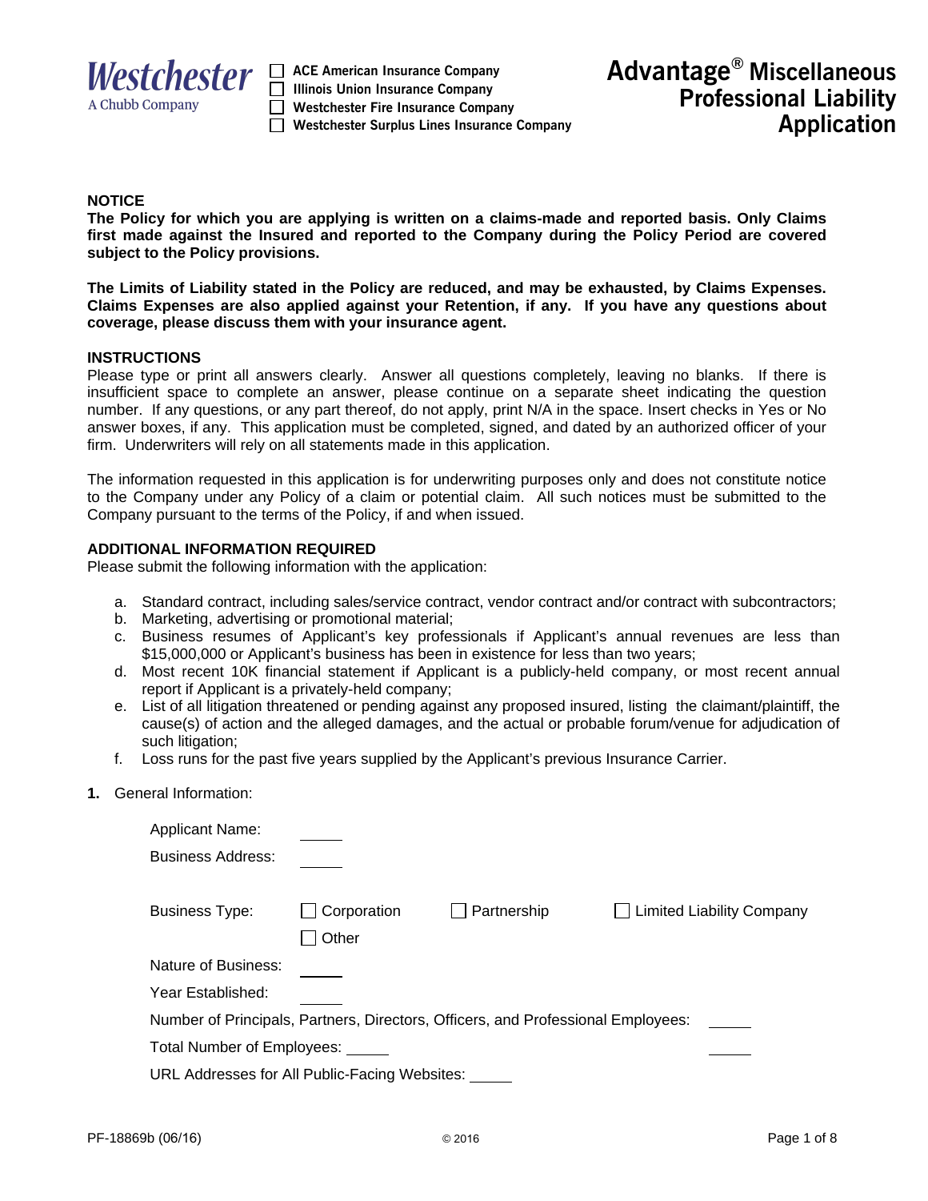Westchester
A Chubb Company

- ☐ ACE American Insurance Company
- ☐ Illinois Union Insurance Company
- ☐ Westchester Fire Insurance Company
- ☐ Westchester Surplus Lines Insurance Company

# Advantage® Miscellaneous Professional Liability Application

**NOTICE**

**The Policy for which you are applying is written on a claims-made and reported basis. Only Claims first made against the Insured and reported to the Company during the Policy Period are covered subject to the Policy provisions.**

**The Limits of Liability stated in the Policy are reduced, and may be exhausted, by Claims Expenses. Claims Expenses are also applied against your Retention, if any. If you have any questions about coverage, please discuss them with your insurance agent.**

**INSTRUCTIONS**

Please type or print all answers clearly. Answer all questions completely, leaving no blanks. If there is insufficient space to complete an answer, please continue on a separate sheet indicating the question number. If any questions, or any part thereof, do not apply, print N/A in the space. Insert checks in Yes or No answer boxes, if any. This application must be completed, signed, and dated by an authorized officer of your firm. Underwriters will rely on all statements made in this application.

The information requested in this application is for underwriting purposes only and does not constitute notice to the Company under any Policy of a claim or potential claim. All such notices must be submitted to the Company pursuant to the terms of the Policy, if and when issued.

**ADDITIONAL INFORMATION REQUIRED**

Please submit the following information with the application:

a. Standard contract, including sales/service contract, vendor contract and/or contract with subcontractors;
b. Marketing, advertising or promotional material;
c. Business resumes of Applicant's key professionals if Applicant's annual revenues are less than $15,000,000 or Applicant's business has been in existence for less than two years;
d. Most recent 10K financial statement if Applicant is a publicly-held company, or most recent annual report if Applicant is a privately-held company;
e. List of all litigation threatened or pending against any proposed insured, listing the claimant/plaintiff, the cause(s) of action and the alleged damages, and the actual or probable forum/venue for adjudication of such litigation;
f. Loss runs for the past five years supplied by the Applicant's previous Insurance Carrier.

**1.** General Information:

Applicant Name: _____

Business Address: _____

Business Type: ☐ Corporation ☐ Partnership ☐ Limited Liability Company ☐ Other

Nature of Business: _____

Year Established: _____

Number of Principals, Partners, Directors, Officers, and Professional Employees: _____

Total Number of Employees: _____ _____

URL Addresses for All Public-Facing Websites: _____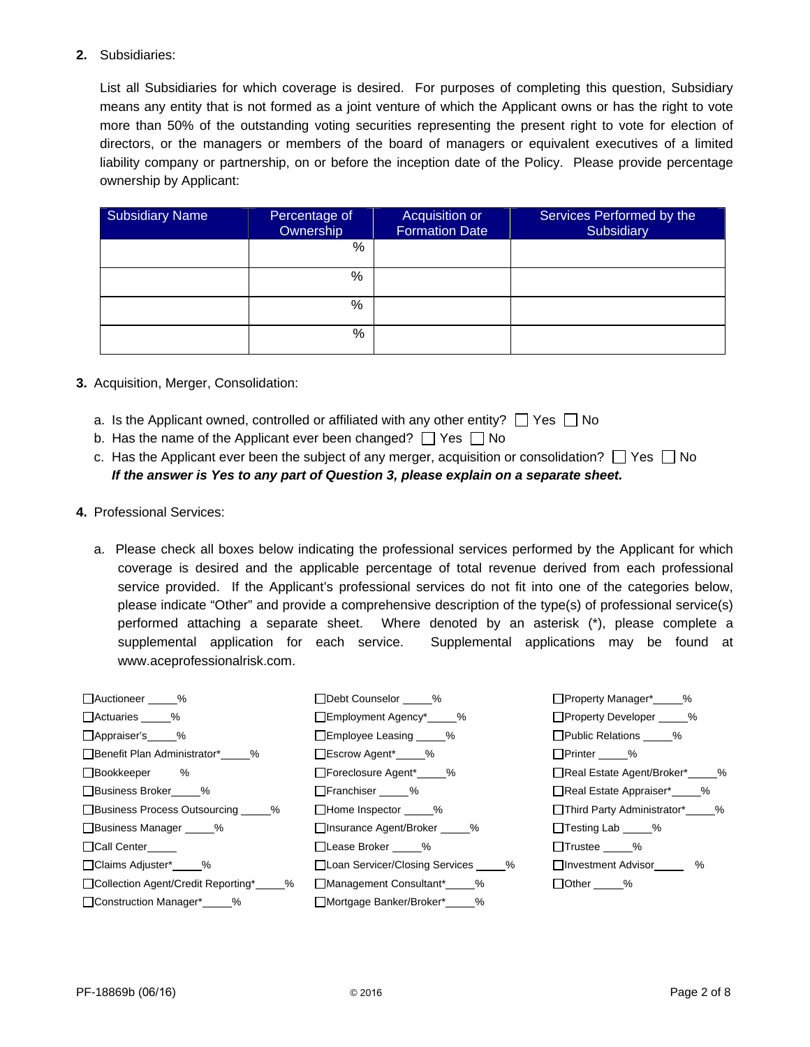**2.** Subsidiaries:

List all Subsidiaries for which coverage is desired. For purposes of completing this question, Subsidiary means any entity that is not formed as a joint venture of which the Applicant owns or has the right to vote more than 50% of the outstanding voting securities representing the present right to vote for election of directors, or the managers or members of the board of managers or equivalent executives of a limited liability company or partnership, on or before the inception date of the Policy. Please provide percentage ownership by Applicant:

| Subsidiary Name | Percentage of Ownership | Acquisition or Formation Date | Services Performed by the Subsidiary |
|---|---|---|---|
| | % | | |
| | % | | |
| | % | | |
| | % | | |

**3.** Acquisition, Merger, Consolidation:

a. Is the Applicant owned, controlled or affiliated with any other entity? ☐ Yes ☐ No

b. Has the name of the Applicant ever been changed? ☐ Yes ☐ No

c. Has the Applicant ever been the subject of any merger, acquisition or consolidation? ☐ Yes ☐ No

***If the answer is Yes to any part of Question 3, please explain on a separate sheet.***

**4.** Professional Services:

a. Please check all boxes below indicating the professional services performed by the Applicant for which coverage is desired and the applicable percentage of total revenue derived from each professional service provided. If the Applicant's professional services do not fit into one of the categories below, please indicate "Other" and provide a comprehensive description of the type(s) of professional service(s) performed attaching a separate sheet. Where denoted by an asterisk (*), please complete a supplemental application for each service. Supplemental applications may be found at www.aceprofessionalrisk.com.

- ☐Auctioneer _____%
- ☐Actuaries _____%
- ☐Appraiser's _____%
- ☐Benefit Plan Administrator* _____%
- ☐Bookkeeper _____%
- ☐Business Broker _____%
- ☐Business Process Outsourcing _____%
- ☐Business Manager _____%
- ☐Call Center _____
- ☐Claims Adjuster* _____%
- ☐Collection Agent/Credit Reporting* _____%
- ☐Construction Manager* _____%
- ☐Debt Counselor _____%
- ☐Employment Agency* _____%
- ☐Employee Leasing _____%
- ☐Escrow Agent* _____%
- ☐Foreclosure Agent* _____%
- ☐Franchiser _____%
- ☐Home Inspector _____%
- ☐Insurance Agent/Broker _____%
- ☐Lease Broker _____%
- ☐Loan Servicer/Closing Services _____%
- ☐Management Consultant* _____%
- ☐Mortgage Banker/Broker* _____%
- ☐Property Manager* _____%
- ☐Property Developer _____%
- ☐Public Relations _____%
- ☐Printer _____%
- ☐Real Estate Agent/Broker* _____%
- ☐Real Estate Appraiser* _____%
- ☐Third Party Administrator* _____%
- ☐Testing Lab _____%
- ☐Trustee _____%
- ☐Investment Advisor _____%
- ☐Other _____%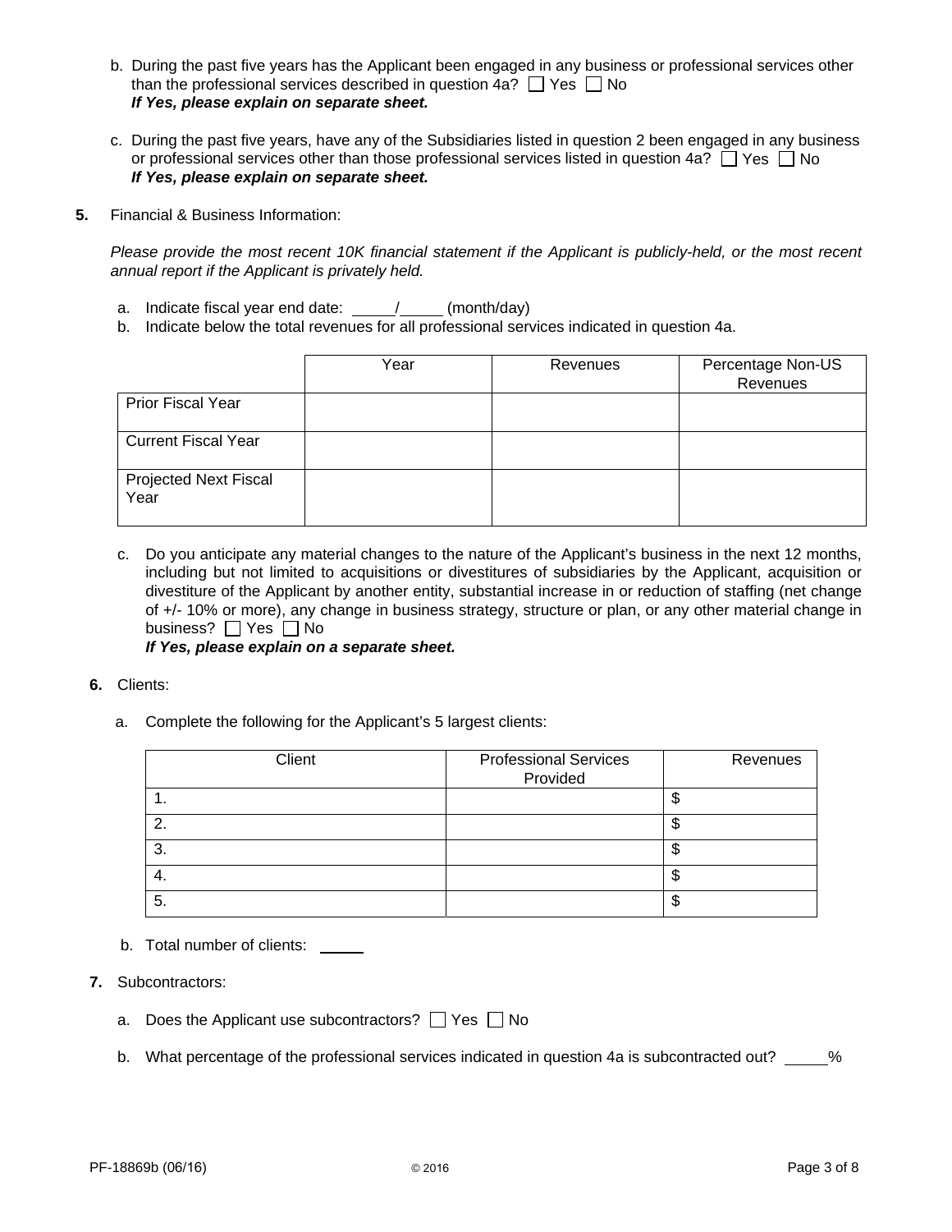b. During the past five years has the Applicant been engaged in any business or professional services other than the professional services described in question 4a? ☐ Yes ☐ No
   ***If Yes, please explain on separate sheet.***

c. During the past five years, have any of the Subsidiaries listed in question 2 been engaged in any business or professional services other than those professional services listed in question 4a? ☐ Yes ☐ No
   ***If Yes, please explain on separate sheet.***

**5.** Financial & Business Information:

*Please provide the most recent 10K financial statement if the Applicant is publicly-held, or the most recent annual report if the Applicant is privately held.*

a. Indicate fiscal year end date: _____/_____ (month/day)

b. Indicate below the total revenues for all professional services indicated in question 4a.

| | Year | Revenues | Percentage Non-US Revenues |
|---|---|---|---|
| Prior Fiscal Year | | | |
| Current Fiscal Year | | | |
| Projected Next Fiscal Year | | | |

c. Do you anticipate any material changes to the nature of the Applicant's business in the next 12 months, including but not limited to acquisitions or divestitures of subsidiaries by the Applicant, acquisition or divestiture of the Applicant by another entity, substantial increase in or reduction of staffing (net change of +/- 10% or more), any change in business strategy, structure or plan, or any other material change in business? ☐ Yes ☐ No
   ***If Yes, please explain on a separate sheet.***

**6.** Clients:

a. Complete the following for the Applicant's 5 largest clients:

| Client | Professional Services Provided | Revenues |
|---|---|---|
| 1. | | $ |
| 2. | | $ |
| 3. | | $ |
| 4. | | $ |
| 5. | | $ |

b. Total number of clients: _____

**7.** Subcontractors:

a. Does the Applicant use subcontractors? ☐ Yes ☐ No

b. What percentage of the professional services indicated in question 4a is subcontracted out? _____%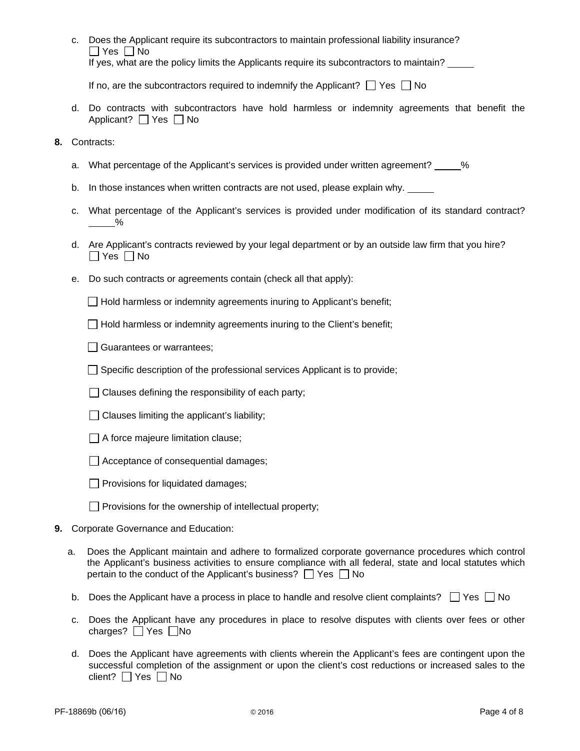c. Does the Applicant require its subcontractors to maintain professional liability insurance?
☐ Yes ☐ No
If yes, what are the policy limits the Applicants require its subcontractors to maintain? _____

If no, are the subcontractors required to indemnify the Applicant? ☐ Yes ☐ No

d. Do contracts with subcontractors have hold harmless or indemnity agreements that benefit the Applicant? ☐ Yes ☐ No

**8.** Contracts:

a. What percentage of the Applicant's services is provided under written agreement? _____%

b. In those instances when written contracts are not used, please explain why. _____

c. What percentage of the Applicant's services is provided under modification of its standard contract? _____%

d. Are Applicant's contracts reviewed by your legal department or by an outside law firm that you hire?
☐ Yes ☐ No

e. Do such contracts or agreements contain (check all that apply):

☐ Hold harmless or indemnity agreements inuring to Applicant's benefit;

☐ Hold harmless or indemnity agreements inuring to the Client's benefit;

☐ Guarantees or warrantees;

☐ Specific description of the professional services Applicant is to provide;

☐ Clauses defining the responsibility of each party;

☐ Clauses limiting the applicant's liability;

☐ A force majeure limitation clause;

☐ Acceptance of consequential damages;

☐ Provisions for liquidated damages;

☐ Provisions for the ownership of intellectual property;

**9.** Corporate Governance and Education:

a. Does the Applicant maintain and adhere to formalized corporate governance procedures which control the Applicant's business activities to ensure compliance with all federal, state and local statutes which pertain to the conduct of the Applicant's business? ☐ Yes ☐ No

b. Does the Applicant have a process in place to handle and resolve client complaints? ☐ Yes ☐ No

c. Does the Applicant have any procedures in place to resolve disputes with clients over fees or other charges? ☐ Yes ☐ No

d. Does the Applicant have agreements with clients wherein the Applicant's fees are contingent upon the successful completion of the assignment or upon the client's cost reductions or increased sales to the client? ☐ Yes ☐ No

PF-18869b (06/16) © 2016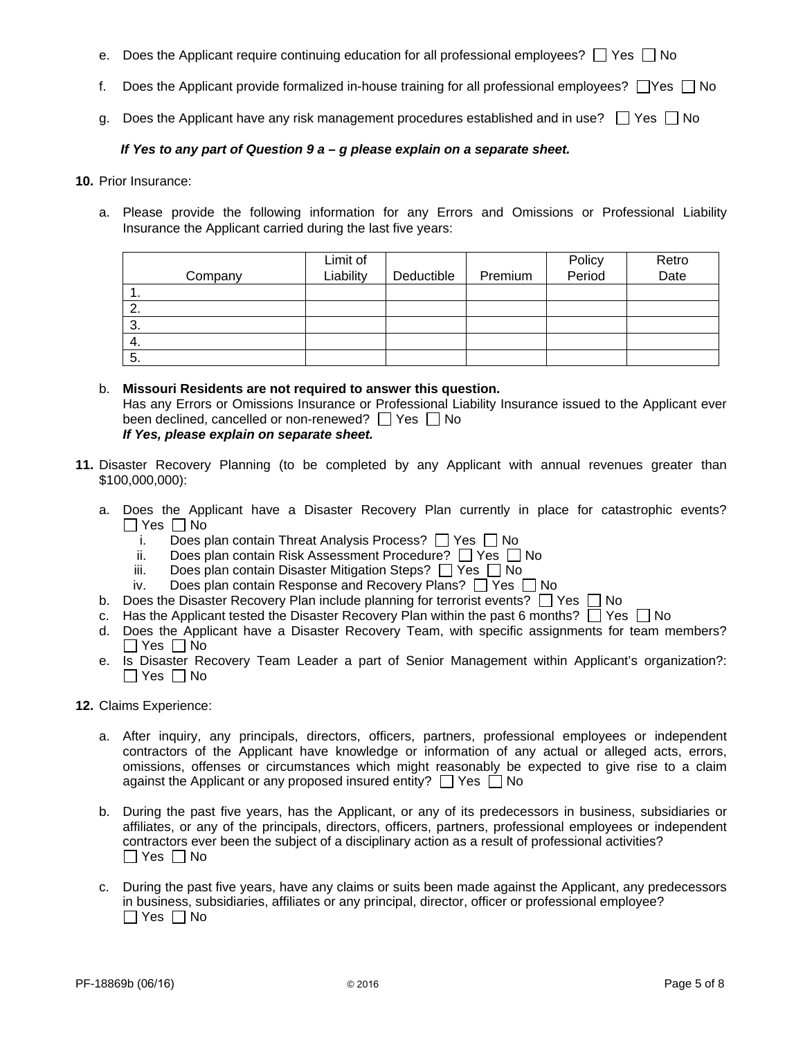e. Does the Applicant require continuing education for all professional employees? ☐ Yes ☐ No

f. Does the Applicant provide formalized in-house training for all professional employees? ☐ Yes ☐ No

g. Does the Applicant have any risk management procedures established and in use? ☐ Yes ☐ No

***If Yes to any part of Question 9 a – g please explain on a separate sheet.***

**10.** Prior Insurance:

a. Please provide the following information for any Errors and Omissions or Professional Liability Insurance the Applicant carried during the last five years:

| Company | Limit of Liability | Deductible | Premium | Policy Period | Retro Date |
|---|---|---|---|---|---|
| 1. | | | | | |
| 2. | | | | | |
| 3. | | | | | |
| 4. | | | | | |
| 5. | | | | | |

b. **Missouri Residents are not required to answer this question.**
Has any Errors or Omissions Insurance or Professional Liability Insurance issued to the Applicant ever been declined, cancelled or non-renewed? ☐ Yes ☐ No
***If Yes, please explain on separate sheet.***

**11.** Disaster Recovery Planning (to be completed by any Applicant with annual revenues greater than $100,000,000):

a. Does the Applicant have a Disaster Recovery Plan currently in place for catastrophic events? ☐ Yes ☐ No
   i. Does plan contain Threat Analysis Process? ☐ Yes ☐ No
   ii. Does plan contain Risk Assessment Procedure? ☐ Yes ☐ No
   iii. Does plan contain Disaster Mitigation Steps? ☐ Yes ☐ No
   iv. Does plan contain Response and Recovery Plans? ☐ Yes ☐ No

b. Does the Disaster Recovery Plan include planning for terrorist events? ☐ Yes ☐ No

c. Has the Applicant tested the Disaster Recovery Plan within the past 6 months? ☐ Yes ☐ No

d. Does the Applicant have a Disaster Recovery Team, with specific assignments for team members? ☐ Yes ☐ No

e. Is Disaster Recovery Team Leader a part of Senior Management within Applicant's organization?: ☐ Yes ☐ No

**12.** Claims Experience:

a. After inquiry, any principals, directors, officers, partners, professional employees or independent contractors of the Applicant have knowledge or information of any actual or alleged acts, errors, omissions, offenses or circumstances which might reasonably be expected to give rise to a claim against the Applicant or any proposed insured entity? ☐ Yes ☐ No

b. During the past five years, has the Applicant, or any of its predecessors in business, subsidiaries or affiliates, or any of the principals, directors, officers, partners, professional employees or independent contractors ever been the subject of a disciplinary action as a result of professional activities? ☐ Yes ☐ No

c. During the past five years, have any claims or suits been made against the Applicant, any predecessors in business, subsidiaries, affiliates or any principal, director, officer or professional employee? ☐ Yes ☐ No

PF-18869b (06/16) © 2016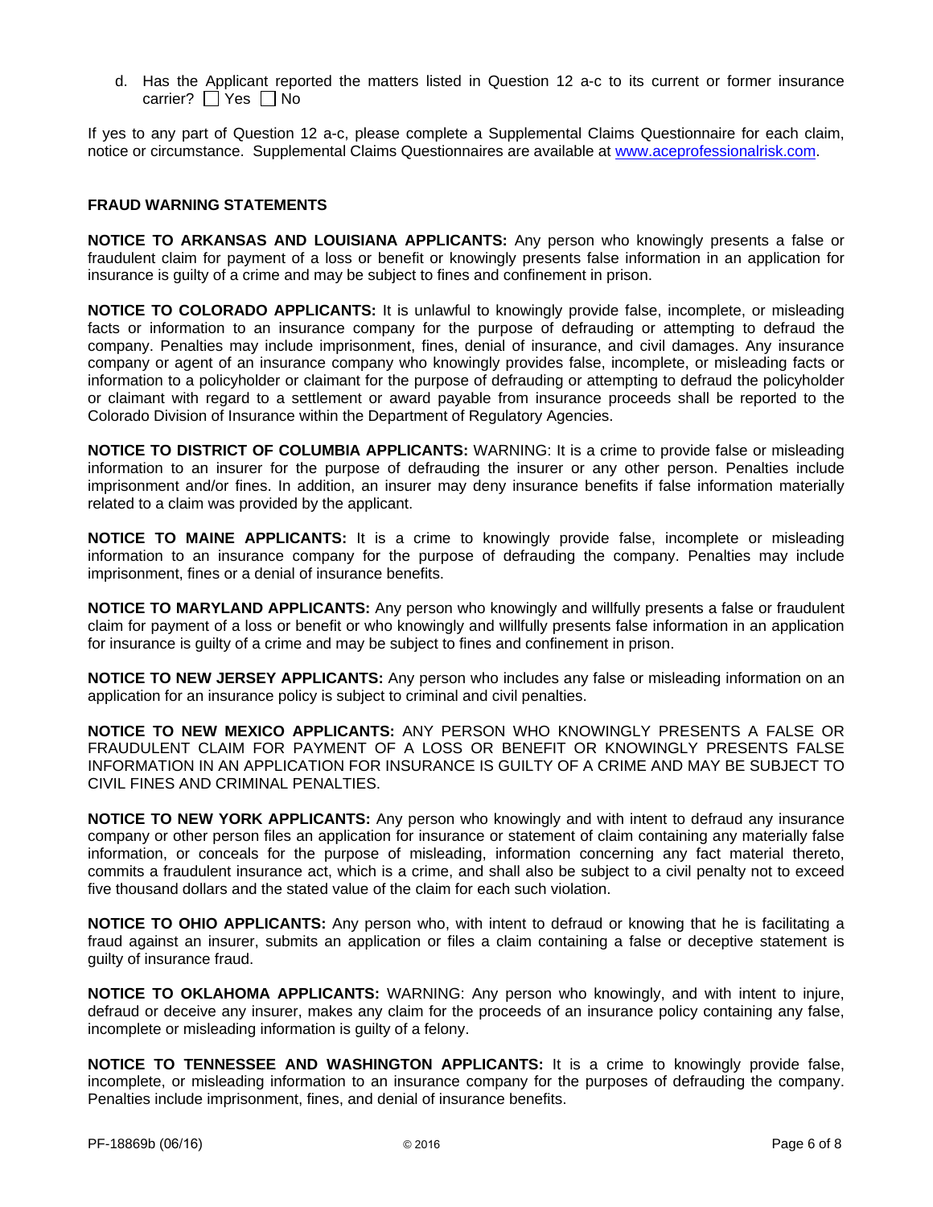d. Has the Applicant reported the matters listed in Question 12 a-c to its current or former insurance carrier? ☐ Yes ☐ No

If yes to any part of Question 12 a-c, please complete a Supplemental Claims Questionnaire for each claim, notice or circumstance. Supplemental Claims Questionnaires are available at www.aceprofessionalrisk.com.

**FRAUD WARNING STATEMENTS**

**NOTICE TO ARKANSAS AND LOUISIANA APPLICANTS:** Any person who knowingly presents a false or fraudulent claim for payment of a loss or benefit or knowingly presents false information in an application for insurance is guilty of a crime and may be subject to fines and confinement in prison.

**NOTICE TO COLORADO APPLICANTS:** It is unlawful to knowingly provide false, incomplete, or misleading facts or information to an insurance company for the purpose of defrauding or attempting to defraud the company. Penalties may include imprisonment, fines, denial of insurance, and civil damages. Any insurance company or agent of an insurance company who knowingly provides false, incomplete, or misleading facts or information to a policyholder or claimant for the purpose of defrauding or attempting to defraud the policyholder or claimant with regard to a settlement or award payable from insurance proceeds shall be reported to the Colorado Division of Insurance within the Department of Regulatory Agencies.

**NOTICE TO DISTRICT OF COLUMBIA APPLICANTS:** WARNING: It is a crime to provide false or misleading information to an insurer for the purpose of defrauding the insurer or any other person. Penalties include imprisonment and/or fines. In addition, an insurer may deny insurance benefits if false information materially related to a claim was provided by the applicant.

**NOTICE TO MAINE APPLICANTS:** It is a crime to knowingly provide false, incomplete or misleading information to an insurance company for the purpose of defrauding the company. Penalties may include imprisonment, fines or a denial of insurance benefits.

**NOTICE TO MARYLAND APPLICANTS:** Any person who knowingly and willfully presents a false or fraudulent claim for payment of a loss or benefit or who knowingly and willfully presents false information in an application for insurance is guilty of a crime and may be subject to fines and confinement in prison.

**NOTICE TO NEW JERSEY APPLICANTS:** Any person who includes any false or misleading information on an application for an insurance policy is subject to criminal and civil penalties.

**NOTICE TO NEW MEXICO APPLICANTS:** ANY PERSON WHO KNOWINGLY PRESENTS A FALSE OR FRAUDULENT CLAIM FOR PAYMENT OF A LOSS OR BENEFIT OR KNOWINGLY PRESENTS FALSE INFORMATION IN AN APPLICATION FOR INSURANCE IS GUILTY OF A CRIME AND MAY BE SUBJECT TO CIVIL FINES AND CRIMINAL PENALTIES.

**NOTICE TO NEW YORK APPLICANTS:** Any person who knowingly and with intent to defraud any insurance company or other person files an application for insurance or statement of claim containing any materially false information, or conceals for the purpose of misleading, information concerning any fact material thereto, commits a fraudulent insurance act, which is a crime, and shall also be subject to a civil penalty not to exceed five thousand dollars and the stated value of the claim for each such violation.

**NOTICE TO OHIO APPLICANTS:** Any person who, with intent to defraud or knowing that he is facilitating a fraud against an insurer, submits an application or files a claim containing a false or deceptive statement is guilty of insurance fraud.

**NOTICE TO OKLAHOMA APPLICANTS:** WARNING: Any person who knowingly, and with intent to injure, defraud or deceive any insurer, makes any claim for the proceeds of an insurance policy containing any false, incomplete or misleading information is guilty of a felony.

**NOTICE TO TENNESSEE AND WASHINGTON APPLICANTS:** It is a crime to knowingly provide false, incomplete, or misleading information to an insurance company for the purposes of defrauding the company. Penalties include imprisonment, fines, and denial of insurance benefits.

PF-18869b (06/16) © 2016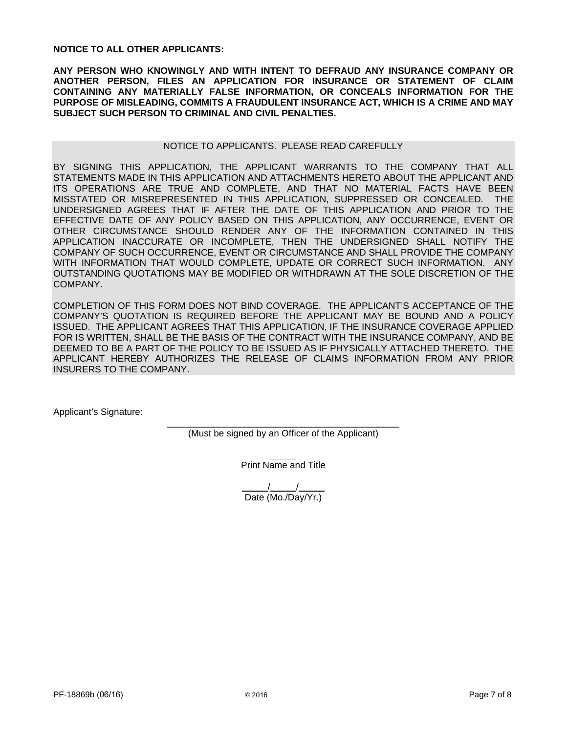**NOTICE TO ALL OTHER APPLICANTS:**

**ANY PERSON WHO KNOWINGLY AND WITH INTENT TO DEFRAUD ANY INSURANCE COMPANY OR ANOTHER PERSON, FILES AN APPLICATION FOR INSURANCE OR STATEMENT OF CLAIM CONTAINING ANY MATERIALLY FALSE INFORMATION, OR CONCEALS INFORMATION FOR THE PURPOSE OF MISLEADING, COMMITS A FRAUDULENT INSURANCE ACT, WHICH IS A CRIME AND MAY SUBJECT SUCH PERSON TO CRIMINAL AND CIVIL PENALTIES.**

NOTICE TO APPLICANTS. PLEASE READ CAREFULLY

BY SIGNING THIS APPLICATION, THE APPLICANT WARRANTS TO THE COMPANY THAT ALL STATEMENTS MADE IN THIS APPLICATION AND ATTACHMENTS HERETO ABOUT THE APPLICANT AND ITS OPERATIONS ARE TRUE AND COMPLETE, AND THAT NO MATERIAL FACTS HAVE BEEN MISSTATED OR MISREPRESENTED IN THIS APPLICATION, SUPPRESSED OR CONCEALED. THE UNDERSIGNED AGREES THAT IF AFTER THE DATE OF THIS APPLICATION AND PRIOR TO THE EFFECTIVE DATE OF ANY POLICY BASED ON THIS APPLICATION, ANY OCCURRENCE, EVENT OR OTHER CIRCUMSTANCE SHOULD RENDER ANY OF THE INFORMATION CONTAINED IN THIS APPLICATION INACCURATE OR INCOMPLETE, THEN THE UNDERSIGNED SHALL NOTIFY THE COMPANY OF SUCH OCCURRENCE, EVENT OR CIRCUMSTANCE AND SHALL PROVIDE THE COMPANY WITH INFORMATION THAT WOULD COMPLETE, UPDATE OR CORRECT SUCH INFORMATION. ANY OUTSTANDING QUOTATIONS MAY BE MODIFIED OR WITHDRAWN AT THE SOLE DISCRETION OF THE COMPANY.

COMPLETION OF THIS FORM DOES NOT BIND COVERAGE. THE APPLICANT'S ACCEPTANCE OF THE COMPANY'S QUOTATION IS REQUIRED BEFORE THE APPLICANT MAY BE BOUND AND A POLICY ISSUED. THE APPLICANT AGREES THAT THIS APPLICATION, IF THE INSURANCE COVERAGE APPLIED FOR IS WRITTEN, SHALL BE THE BASIS OF THE CONTRACT WITH THE INSURANCE COMPANY, AND BE DEEMED TO BE A PART OF THE POLICY TO BE ISSUED AS IF PHYSICALLY ATTACHED THERETO. THE APPLICANT HEREBY AUTHORIZES THE RELEASE OF CLAIMS INFORMATION FROM ANY PRIOR INSURERS TO THE COMPANY.

Applicant's Signature:

______________________________________________
(Must be signed by an Officer of the Applicant)

_____
Print Name and Title

_____/_____/_____
Date (Mo./Day/Yr.)

PF-18869b (06/16) © 2016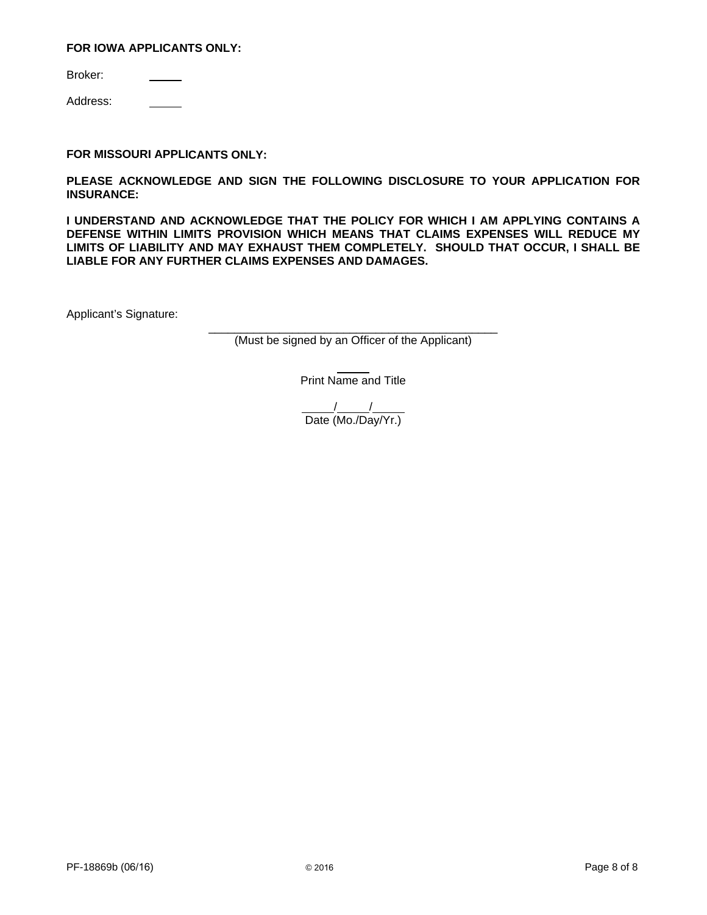**FOR IOWA APPLICANTS ONLY:**

Broker: _____

Address: _____

**FOR MISSOURI APPLICANTS ONLY:**

**PLEASE ACKNOWLEDGE AND SIGN THE FOLLOWING DISCLOSURE TO YOUR APPLICATION FOR INSURANCE:**

**I UNDERSTAND AND ACKNOWLEDGE THAT THE POLICY FOR WHICH I AM APPLYING CONTAINS A DEFENSE WITHIN LIMITS PROVISION WHICH MEANS THAT CLAIMS EXPENSES WILL REDUCE MY LIMITS OF LIABILITY AND MAY EXHAUST THEM COMPLETELY. SHOULD THAT OCCUR, I SHALL BE LIABLE FOR ANY FURTHER CLAIMS EXPENSES AND DAMAGES.**

Applicant's Signature:

_______________________________________________
(Must be signed by an Officer of the Applicant)

_____
Print Name and Title

_____/_____/_____
Date (Mo./Day/Yr.)

PF-18869b (06/16) © 2016